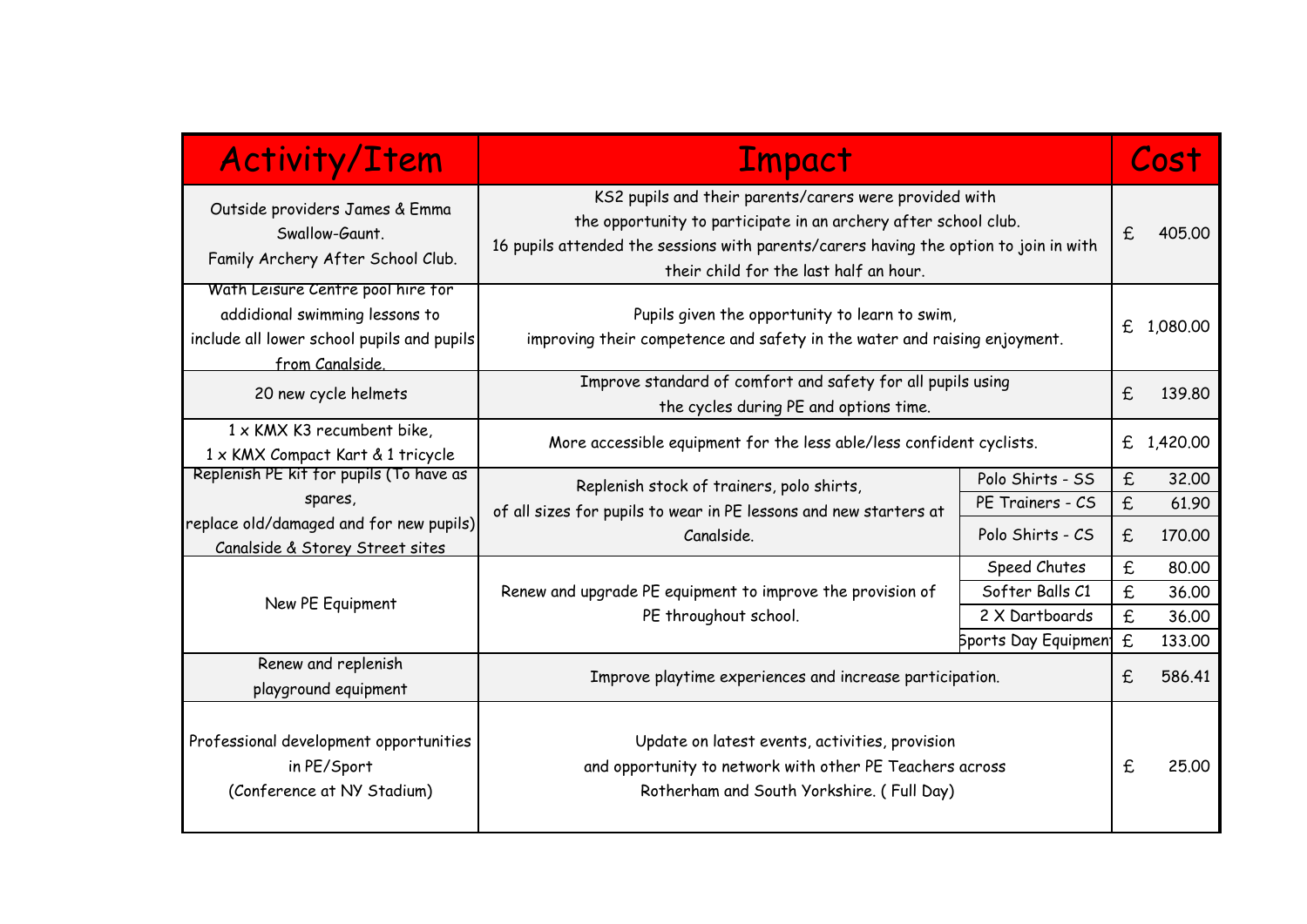| Activity/Item | Impact | | Cost |
| --- | --- | --- | --- |
| Outside providers James & Emma Swallow-Gaunt. Family Archery After School Club. | KS2 pupils and their parents/carers were provided with the opportunity to participate in an archery after school club. 16 pupils attended the sessions with parents/carers having the option to join in with their child for the last half an hour. | | £ 405.00 |
| Wath Leisure Centre pool hire for addidional swimming lessons to include all lower school pupils and pupils from Canalside. | Pupils given the opportunity to learn to swim, improving their competence and safety in the water and raising enjoyment. | | £ 1,080.00 |
| 20 new cycle helmets | Improve standard of comfort and safety for all pupils using the cycles during PE and options time. | | £ 139.80 |
| 1 x KMX K3 recumbent bike, 1 x KMX Compact Kart & 1 tricycle | More accessible equipment for the less able/less confident cyclists. | | £ 1,420.00 |
| Replenish PE kit for pupils (To have as spares, replace old/damaged and for new pupils) Canalside & Storey Street sites | Replenish stock of trainers, polo shirts, of all sizes for pupils to wear in PE lessons and new starters at Canalside. | Polo Shirts - SS | £ 32.00 |
| | | PE Trainers - CS | £ 61.90 |
| | | Polo Shirts - CS | £ 170.00 |
| New PE Equipment | Renew and upgrade PE equipment to improve the provision of PE throughout school. | Speed Chutes | £ 80.00 |
| | | Softer Balls C1 | £ 36.00 |
| | | 2 X Dartboards | £ 36.00 |
| | | Sports Day Equipment | £ 133.00 |
| Renew and replenish playground equipment | Improve playtime experiences and increase participation. | | £ 586.41 |
| Professional development opportunities in PE/Sport (Conference at NY Stadium) | Update on latest events, activities, provision and opportunity to network with other PE Teachers across Rotherham and South Yorkshire. ( Full Day) | | £ 25.00 |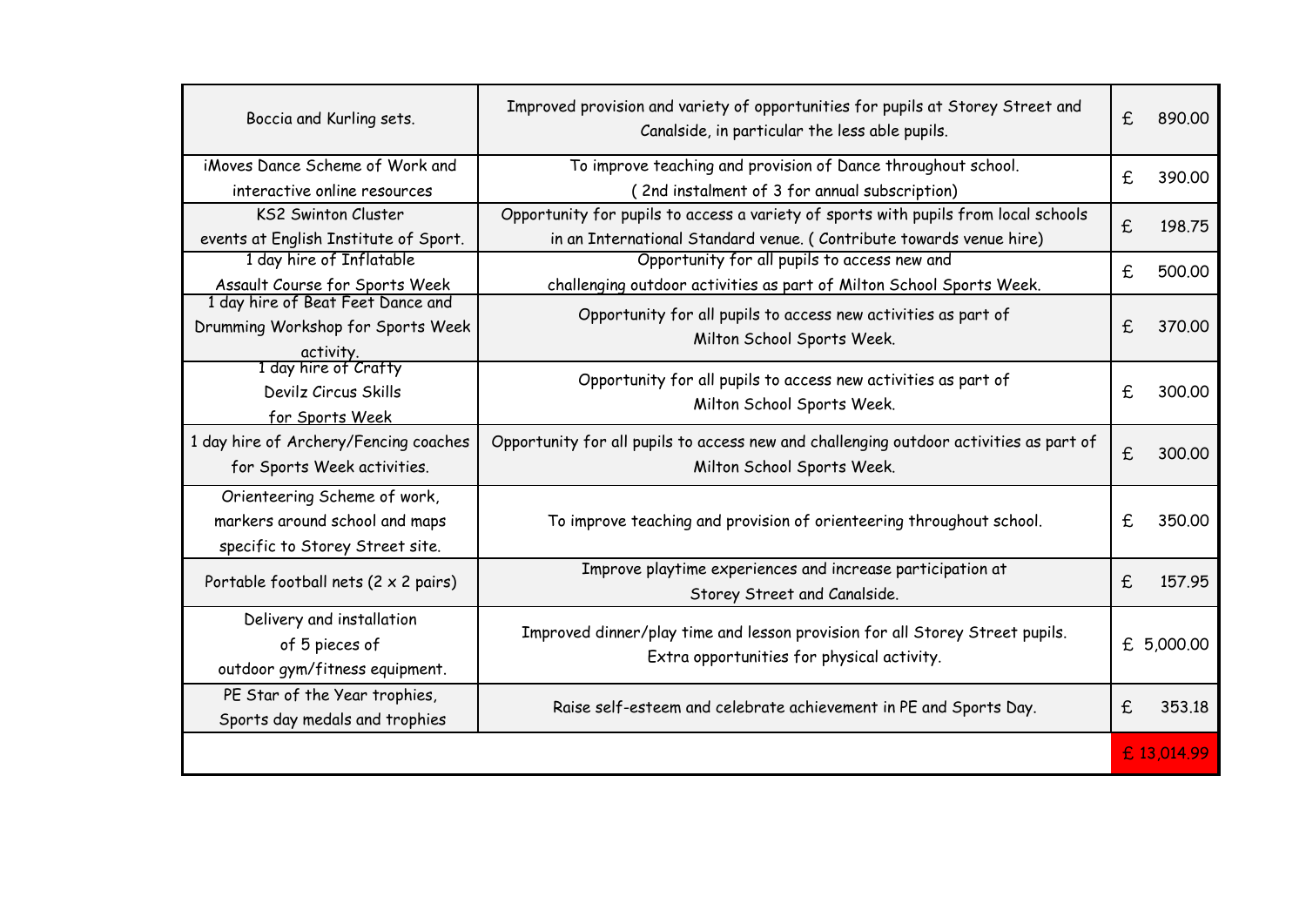| | | |
|---|---|---|
| Boccia and Kurling sets. | Improved provision and variety of opportunities for pupils at Storey Street and Canalside, in particular the less able pupils. | £ 890.00 |
| iMoves Dance Scheme of Work and interactive online resources | To improve teaching and provision of Dance throughout school. ( 2nd instalment of 3 for annual subscription) | £ 390.00 |
| KS2 Swinton Cluster events at English Institute of Sport. | Opportunity for pupils to access a variety of sports with pupils from local schools in an International Standard venue. ( Contribute towards venue hire) | £ 198.75 |
| 1 day hire of Inflatable Assault Course for Sports Week | Opportunity for all pupils to access new and challenging outdoor activities as part of Milton School Sports Week. | £ 500.00 |
| 1 day hire of Beat Feet Dance and Drumming Workshop for Sports Week activity. | Opportunity for all pupils to access new activities as part of Milton School Sports Week. | £ 370.00 |
| 1 day hire of Crafty Devilz Circus Skills for Sports Week | Opportunity for all pupils to access new activities as part of Milton School Sports Week. | £ 300.00 |
| 1 day hire of Archery/Fencing coaches for Sports Week activities. | Opportunity for all pupils to access new and challenging outdoor activities as part of Milton School Sports Week. | £ 300.00 |
| Orienteering Scheme of work, markers around school and maps specific to Storey Street site. | To improve teaching and provision of orienteering throughout school. | £ 350.00 |
| Portable football nets (2 x 2 pairs) | Improve playtime experiences and increase participation at Storey Street and Canalside. | £ 157.95 |
| Delivery and installation of 5 pieces of outdoor gym/fitness equipment. | Improved dinner/play time and lesson provision for all Storey Street pupils. Extra opportunities for physical activity. | £ 5,000.00 |
| PE Star of the Year trophies, Sports day medals and trophies | Raise self-esteem and celebrate achievement in PE and Sports Day. | £ 353.18 |
| | | £ 13,014.99 |